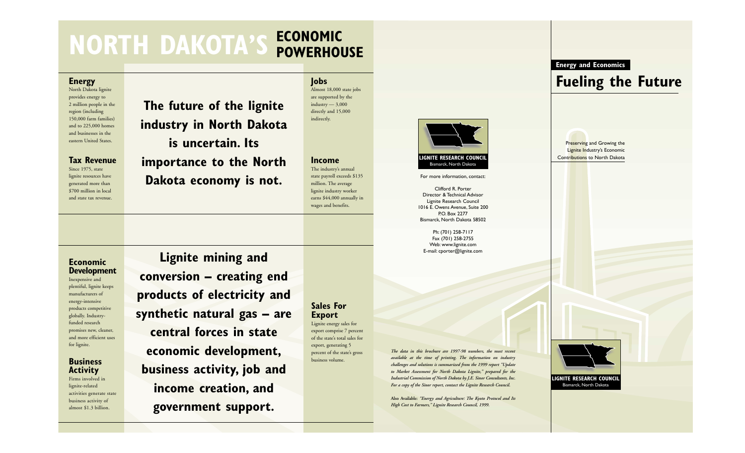# NORTH DAKOTA'S ECONOMIC POWERHOUSE

## Energy

North Dakota lignite provides energy to 2 million people in the region (including 150,000 farm families) and to 225,000 homes and businesses in the eastern United States.

## Tax Revenue

Since 1975, state lignite resources have generated more than $700 million in local and state tax revenue.

**The future of the lignite industry in North Dakota is uncertain. Its importance to the North Dakota economy is not.**

## Jobs

Almost 18,000 state jobs are supported by the industry — 3,000 directly and 15,000 indirectly.

## Income

The industry's annual state payroll exceeds $135 million. The average lignite industry worker earns $44,000 annually in wages and benefits.

## Economic Development

Inexpensive and plentiful, lignite keeps manufacturers of energy-intensive products competitive globally. Industry-funded research promises new, cleaner, and more efficient uses for lignite.

## Business Activity

Firms involved in lignite-related activities generate state business activity of almost $1.3 billion.

**Lignite mining and conversion – creating end products of electricity and synthetic natural gas – are central forces in state economic development, business activity, job and income creation, and government support.**

## Sales For Export

Lignite energy sales for export comprise 7 percent of the state's total sales for export, generating 5 percent of the state's gross business volume.

**LIGNITE RESEARCH COUNCIL**
Bismarck, North Dakota

For more information, contact:

Clifford R. Porter
Director & Technical Advisor
Lignite Research Council
1016 E. Owens Avenue, Suite 200
P.O. Box 2277
Bismarck, North Dakota 58502

Ph: (701) 258-7117
Fax (701) 258-2755
Web: www.lignite.com
E-mail: cporter@lignite.com

*The data in this brochure are 1997-98 numbers, the most recent available at the time of printing. The information on industry challenges and solutions is summarized from the 1999 report "Update to Market Assessment for North Dakota Lignite," prepared for the Industrial Commission of North Dakota by J.E. Sinor Consultants, Inc. For a copy of the Sinor report, contact the Lignite Research Council.*

Also Available: *"Energy and Agriculture: The Kyoto Protocol and Its High Cost to Farmers," Lignite Research Council, 1999.*

**Energy and Economics**

# Fueling the Future

Preserving and Growing the Lignite Industry's Economic Contributions to North Dakota

**LIGNITE RESEARCH COUNCIL**
Bismarck, North Dakota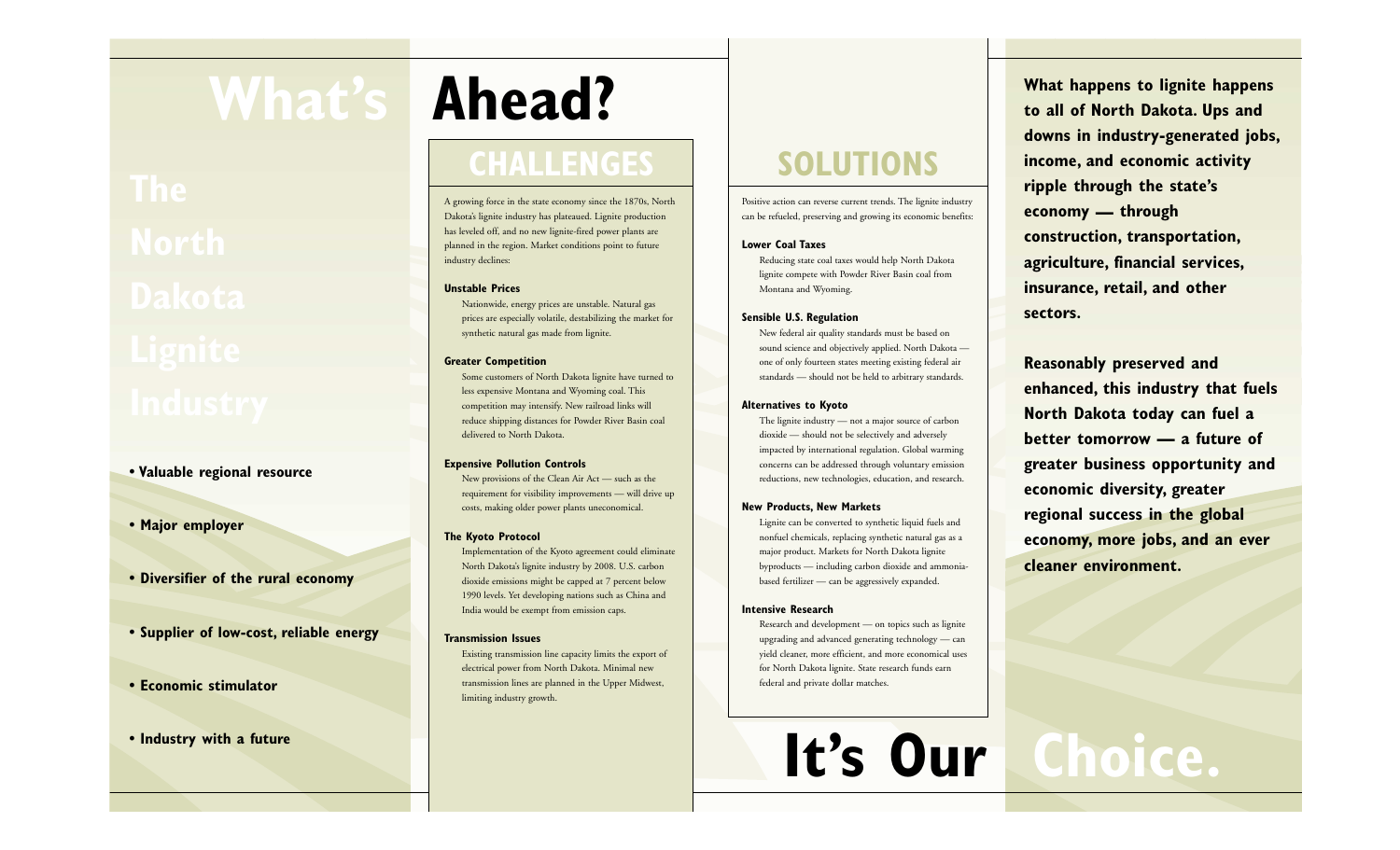# What's Ahead?

## The North Dakota Lignite Industry

- Valuable regional resource
- Major employer
- Diversifier of the rural economy
- Supplier of low-cost, reliable energy
- Economic stimulator
- Industry with a future

## CHALLENGES

A growing force in the state economy since the 1870s, North Dakota's lignite industry has plateaued. Lignite production has leveled off, and no new lignite-fired power plants are planned in the region. Market conditions point to future industry declines:

**Unstable Prices**

Nationwide, energy prices are unstable. Natural gas prices are especially volatile, destabilizing the market for synthetic natural gas made from lignite.

**Greater Competition**

Some customers of North Dakota lignite have turned to less expensive Montana and Wyoming coal. This competition may intensify. New railroad links will reduce shipping distances for Powder River Basin coal delivered to North Dakota.

**Expensive Pollution Controls**

New provisions of the Clean Air Act — such as the requirement for visibility improvements — will drive up costs, making older power plants uneconomical.

**The Kyoto Protocol**

Implementation of the Kyoto agreement could eliminate North Dakota's lignite industry by 2008. U.S. carbon dioxide emissions might be capped at 7 percent below 1990 levels. Yet developing nations such as China and India would be exempt from emission caps.

**Transmission Issues**

Existing transmission line capacity limits the export of electrical power from North Dakota. Minimal new transmission lines are planned in the Upper Midwest, limiting industry growth.

## SOLUTIONS

Positive action can reverse current trends. The lignite industry can be refueled, preserving and growing its economic benefits:

**Lower Coal Taxes**

Reducing state coal taxes would help North Dakota lignite compete with Powder River Basin coal from Montana and Wyoming.

**Sensible U.S. Regulation**

New federal air quality standards must be based on sound science and objectively applied. North Dakota — one of only fourteen states meeting existing federal air standards — should not be held to arbitrary standards.

**Alternatives to Kyoto**

The lignite industry — not a major source of carbon dioxide — should not be selectively and adversely impacted by international regulation. Global warming concerns can be addressed through voluntary emission reductions, new technologies, education, and research.

**New Products, New Markets**

Lignite can be converted to synthetic liquid fuels and nonfuel chemicals, replacing synthetic natural gas as a major product. Markets for North Dakota lignite byproducts — including carbon dioxide and ammonia-based fertilizer — can be aggressively expanded.

**Intensive Research**

Research and development — on topics such as lignite upgrading and advanced generating technology — can yield cleaner, more efficient, and more economical uses for North Dakota lignite. State research funds earn federal and private dollar matches.

**What happens to lignite happens to all of North Dakota. Ups and downs in industry-generated jobs, income, and economic activity ripple through the state's economy — through construction, transportation, agriculture, financial services, insurance, retail, and other sectors.**

**Reasonably preserved and enhanced, this industry that fuels North Dakota today can fuel a better tomorrow — a future of greater business opportunity and economic diversity, greater regional success in the global economy, more jobs, and an ever cleaner environment.**

# It's Our Choice.